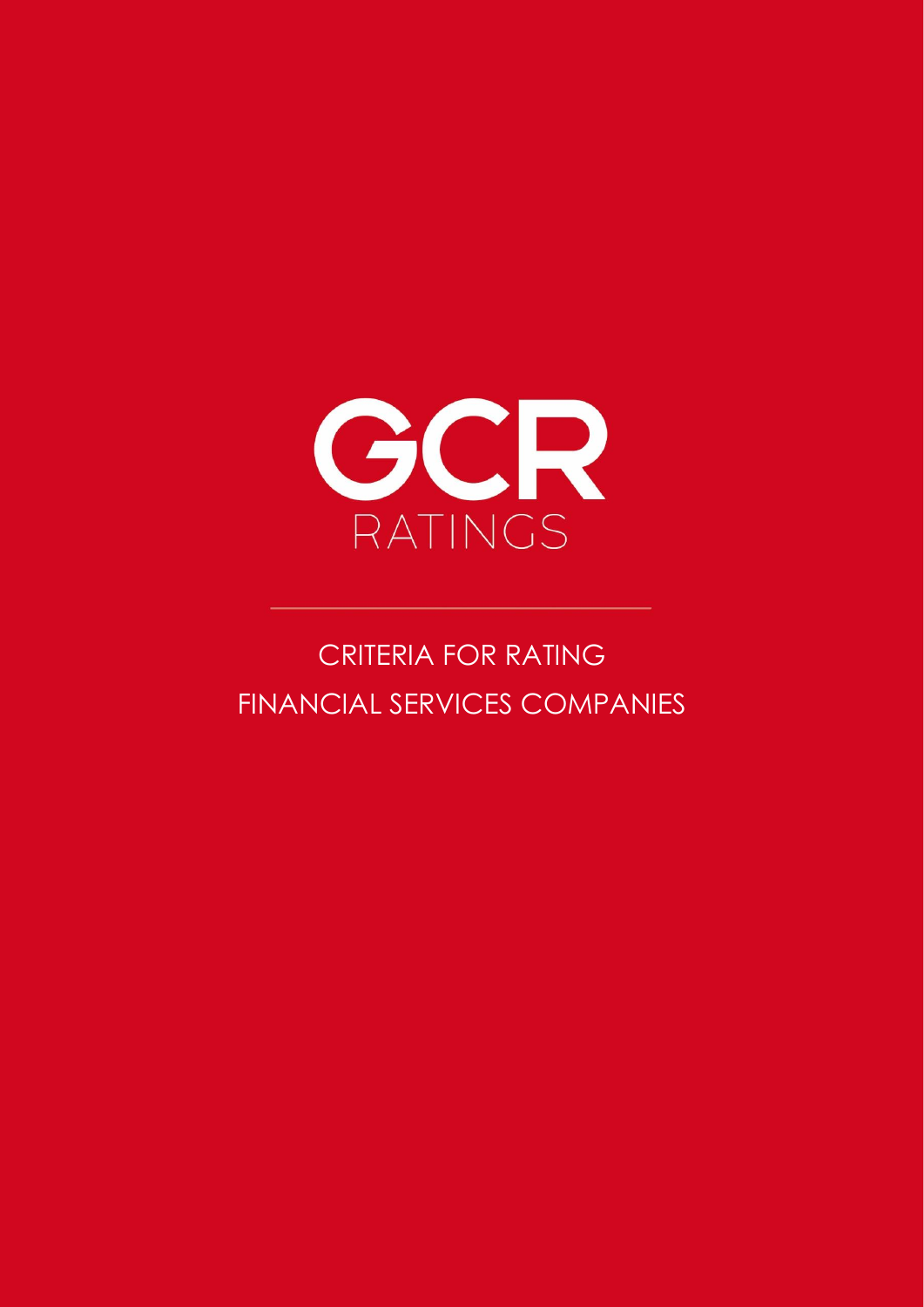GCR

RATINGS

# CRITERIA FOR RATING FINANCIAL SERVICES COMPANIES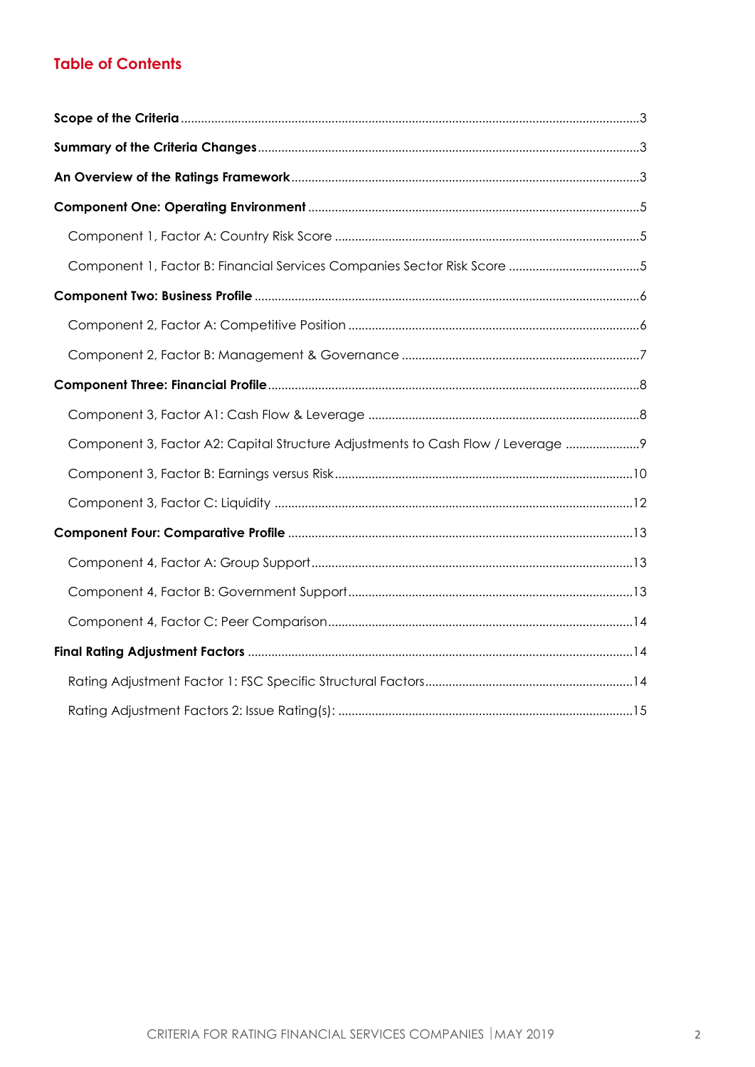## Table of Contents

**Scope of the Criteria** ..... 3

**Summary of the Criteria Changes** ..... 3

**An Overview of the Ratings Framework** ..... 3

**Component One: Operating Environment** ..... 5

- Component 1, Factor A: Country Risk Score ..... 5
- Component 1, Factor B: Financial Services Companies Sector Risk Score ..... 5

**Component Two: Business Profile** ..... 6

- Component 2, Factor A: Competitive Position ..... 6
- Component 2, Factor B: Management & Governance ..... 7

**Component Three: Financial Profile** ..... 8

- Component 3, Factor A1: Cash Flow & Leverage ..... 8
- Component 3, Factor A2: Capital Structure Adjustments to Cash Flow / Leverage ..... 9
- Component 3, Factor B: Earnings versus Risk ..... 10
- Component 3, Factor C: Liquidity ..... 12

**Component Four: Comparative Profile** ..... 13

- Component 4, Factor A: Group Support ..... 13
- Component 4, Factor B: Government Support ..... 13
- Component 4, Factor C: Peer Comparison ..... 14

**Final Rating Adjustment Factors** ..... 14

- Rating Adjustment Factor 1: FSC Specific Structural Factors ..... 14
- Rating Adjustment Factors 2: Issue Rating(s): ..... 15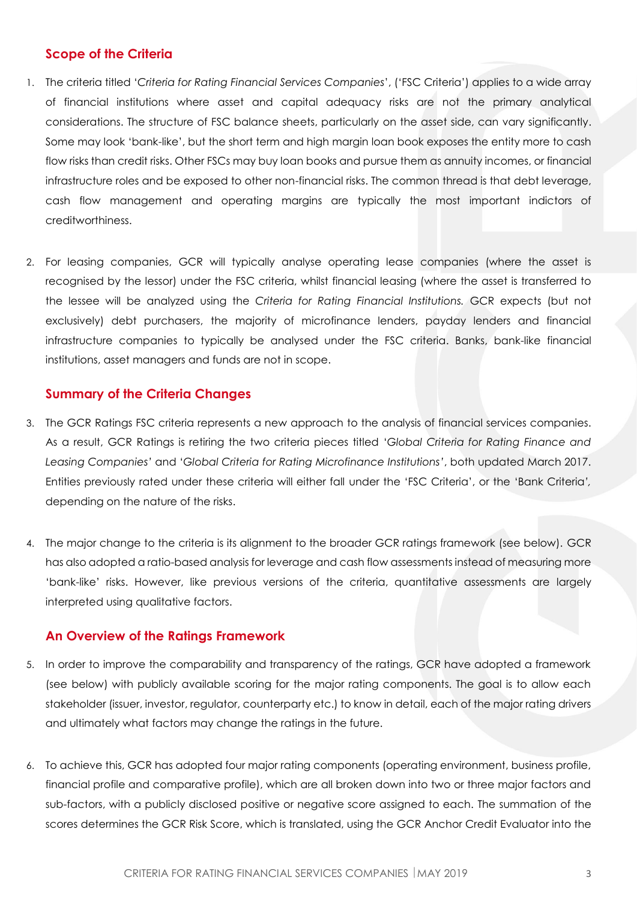## Scope of the Criteria

1. The criteria titled '*Criteria for Rating Financial Services Companies*', ('FSC Criteria') applies to a wide array of financial institutions where asset and capital adequacy risks are not the primary analytical considerations. The structure of FSC balance sheets, particularly on the asset side, can vary significantly. Some may look 'bank-like', but the short term and high margin loan book exposes the entity more to cash flow risks than credit risks. Other FSCs may buy loan books and pursue them as annuity incomes, or financial infrastructure roles and be exposed to other non-financial risks. The common thread is that debt leverage, cash flow management and operating margins are typically the most important indictors of creditworthiness.

2. For leasing companies, GCR will typically analyse operating lease companies (where the asset is recognised by the lessor) under the FSC criteria, whilst financial leasing (where the asset is transferred to the lessee will be analyzed using the *Criteria for Rating Financial Institutions.* GCR expects (but not exclusively) debt purchasers, the majority of microfinance lenders, payday lenders and financial infrastructure companies to typically be analysed under the FSC criteria. Banks, bank-like financial institutions, asset managers and funds are not in scope.

## Summary of the Criteria Changes

3. The GCR Ratings FSC criteria represents a new approach to the analysis of financial services companies. As a result, GCR Ratings is retiring the two criteria pieces titled '*Global Criteria for Rating Finance and Leasing Companies*' and '*Global Criteria for Rating Microfinance Institutions*', both updated March 2017. Entities previously rated under these criteria will either fall under the 'FSC Criteria', or the 'Bank Criteria', depending on the nature of the risks.

4. The major change to the criteria is its alignment to the broader GCR ratings framework (see below). GCR has also adopted a ratio-based analysis for leverage and cash flow assessments instead of measuring more 'bank-like' risks. However, like previous versions of the criteria, quantitative assessments are largely interpreted using qualitative factors.

## An Overview of the Ratings Framework

5. In order to improve the comparability and transparency of the ratings, GCR have adopted a framework (see below) with publicly available scoring for the major rating components. The goal is to allow each stakeholder (issuer, investor, regulator, counterparty etc.) to know in detail, each of the major rating drivers and ultimately what factors may change the ratings in the future.

6. To achieve this, GCR has adopted four major rating components (operating environment, business profile, financial profile and comparative profile), which are all broken down into two or three major factors and sub-factors, with a publicly disclosed positive or negative score assigned to each. The summation of the scores determines the GCR Risk Score, which is translated, using the GCR Anchor Credit Evaluator into the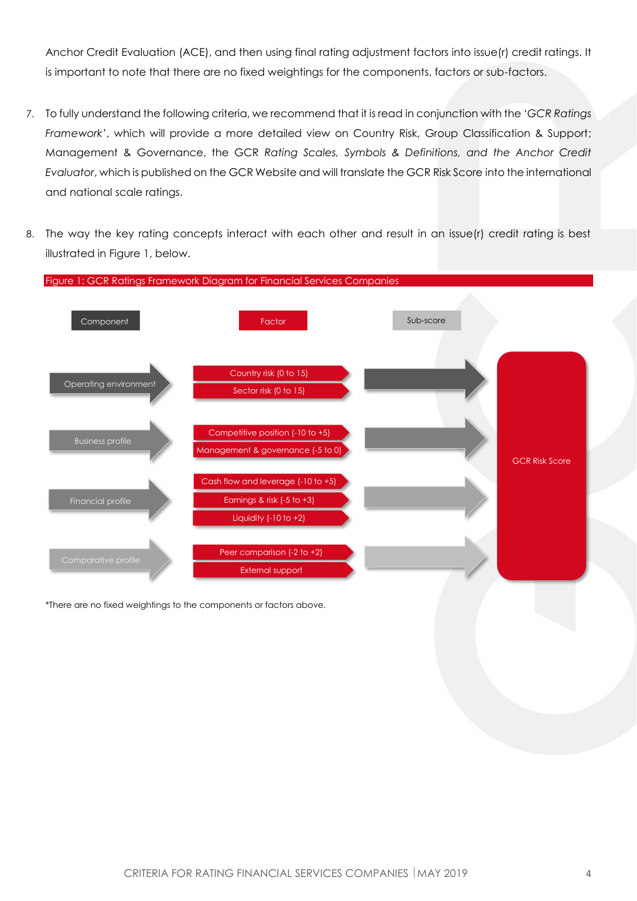Anchor Credit Evaluation (ACE), and then using final rating adjustment factors into issue(r) credit ratings. It is important to note that there are no fixed weightings for the components, factors or sub-factors.

7. To fully understand the following criteria, we recommend that it is read in conjunction with the '*GCR Ratings Framework*', which will provide a more detailed view on Country Risk, Group Classification & Support; Management & Governance, the GCR *Rating Scales, Symbols & Definitions, and the Anchor Credit Evaluator*, which is published on the GCR Website and will translate the GCR Risk Score into the international and national scale ratings.

8. The way the key rating concepts interact with each other and result in an issue(r) credit rating is best illustrated in Figure 1, below.

Figure 1: GCR Ratings Framework Diagram for Financial Services Companies

| Component | Factor | Sub-score |
|---|---|---|
| Operating environment | Country risk (0 to 15)<br>Sector risk (0 to 15) | → GCR Risk Score |
| Business profile | Competitive position (-10 to +5)<br>Management & governance (-5 to 0) | → GCR Risk Score |
| Financial profile | Cash flow and leverage (-10 to +5)<br>Earnings & risk (-5 to +3)<br>Liquidity (-10 to +2) | → GCR Risk Score |
| Comparative profile | Peer comparison (-2 to +2)<br>External support | → GCR Risk Score |

*There are no fixed weightings to the components or factors above.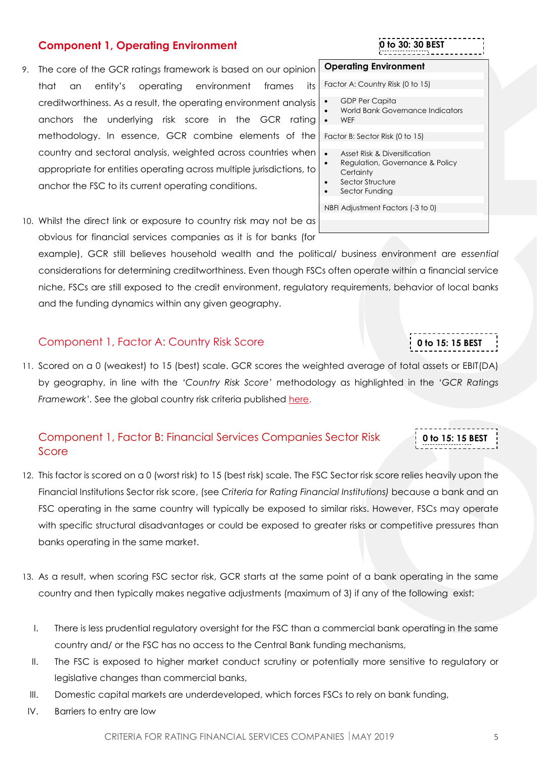## Component 1, Operating Environment

**0 to 30: 30 BEST**

| Operating Environment |
|---|
| Factor A: Country Risk (0 to 15) |
| • GDP Per Capita<br>• World Bank Governance Indicators<br>• WEF |
| Factor B: Sector Risk (0 to 15) |
| • Asset Risk & Diversification<br>• Regulation, Governance & Policy Certainty<br>• Sector Structure<br>• Sector Funding |
| NBFI Adjustment Factors (-3 to 0) |

9. The core of the GCR ratings framework is based on our opinion that an entity's operating environment frames its creditworthiness. As a result, the operating environment analysis anchors the underlying risk score in the GCR rating methodology. In essence, GCR combine elements of the country and sectoral analysis, weighted across countries when appropriate for entities operating across multiple jurisdictions, to anchor the FSC to its current operating conditions.

10. Whilst the direct link or exposure to country risk may not be as obvious for financial services companies as it is for banks (for example), GCR still believes household wealth and the political/ business environment are *essential* considerations for determining creditworthiness. Even though FSCs often operate within a financial service niche, FSCs are still exposed to the credit environment, regulatory requirements, behavior of local banks and the funding dynamics within any given geography.

### Component 1, Factor A: Country Risk Score

**0 to 15: 15 BEST**

11. Scored on a 0 (weakest) to 15 (best) scale. GCR scores the weighted average of total assets or EBIT(DA) by geography, in line with the *'Country Risk Score'* methodology as highlighted in the '*GCR Ratings Framework*'. See the global country risk criteria published here.

### Component 1, Factor B: Financial Services Companies Sector Risk Score

**0 to 15: 15 BEST**

12. This factor is scored on a 0 (worst risk) to 15 (best risk) scale. The FSC Sector risk score relies heavily upon the Financial Institutions Sector risk score, (see *Criteria for Rating Financial Institutions)* because a bank and an FSC operating in the same country will typically be exposed to similar risks. However, FSCs may operate with specific structural disadvantages or could be exposed to greater risks or competitive pressures than banks operating in the same market.

13. As a result, when scoring FSC sector risk, GCR starts at the same point of a bank operating in the same country and then typically makes negative adjustments (maximum of 3) if any of the following exist:

    I. There is less prudential regulatory oversight for the FSC than a commercial bank operating in the same country and/ or the FSC has no access to the Central Bank funding mechanisms,
    
    II. The FSC is exposed to higher market conduct scrutiny or potentially more sensitive to regulatory or legislative changes than commercial banks,
    
    III. Domestic capital markets are underdeveloped, which forces FSCs to rely on bank funding,
    
    IV. Barriers to entry are low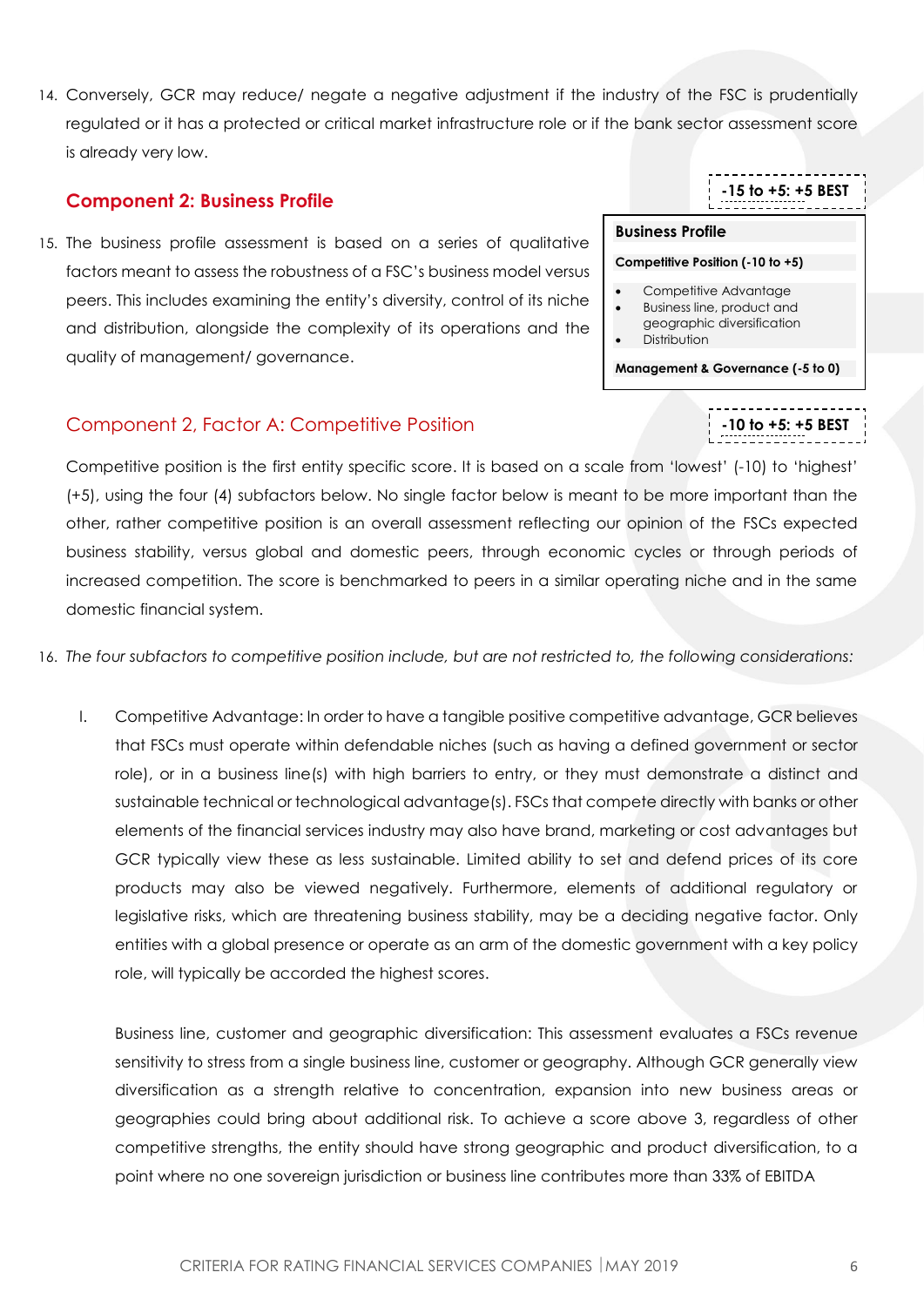14. Conversely, GCR may reduce/ negate a negative adjustment if the industry of the FSC is prudentially regulated or it has a protected or critical market infrastructure role or if the bank sector assessment score is already very low.

## Component 2: Business Profile

**-15 to +5: +5 BEST**

15. The business profile assessment is based on a series of qualitative factors meant to assess the robustness of a FSC's business model versus peers. This includes examining the entity's diversity, control of its niche and distribution, alongside the complexity of its operations and the quality of management/ governance.

**Business Profile**

**Competitive Position (-10 to +5)**

- Competitive Advantage
- Business line, product and geographic diversification
- Distribution

**Management & Governance (-5 to 0)**

### Component 2, Factor A: Competitive Position

**-10 to +5: +5 BEST**

Competitive position is the first entity specific score. It is based on a scale from 'lowest' (-10) to 'highest' (+5), using the four (4) subfactors below. No single factor below is meant to be more important than the other, rather competitive position is an overall assessment reflecting our opinion of the FSCs expected business stability, versus global and domestic peers, through economic cycles or through periods of increased competition. The score is benchmarked to peers in a similar operating niche and in the same domestic financial system.

16. *The four subfactors to competitive position include, but are not restricted to, the following considerations:*

    I. Competitive Advantage: In order to have a tangible positive competitive advantage, GCR believes that FSCs must operate within defendable niches (such as having a defined government or sector role), or in a business line(s) with high barriers to entry, or they must demonstrate a distinct and sustainable technical or technological advantage(s). FSCs that compete directly with banks or other elements of the financial services industry may also have brand, marketing or cost advantages but GCR typically view these as less sustainable. Limited ability to set and defend prices of its core products may also be viewed negatively. Furthermore, elements of additional regulatory or legislative risks, which are threatening business stability, may be a deciding negative factor. Only entities with a global presence or operate as an arm of the domestic government with a key policy role, will typically be accorded the highest scores.

    Business line, customer and geographic diversification: This assessment evaluates a FSCs revenue sensitivity to stress from a single business line, customer or geography. Although GCR generally view diversification as a strength relative to concentration, expansion into new business areas or geographies could bring about additional risk. To achieve a score above 3, regardless of other competitive strengths, the entity should have strong geographic and product diversification, to a point where no one sovereign jurisdiction or business line contributes more than 33% of EBITDA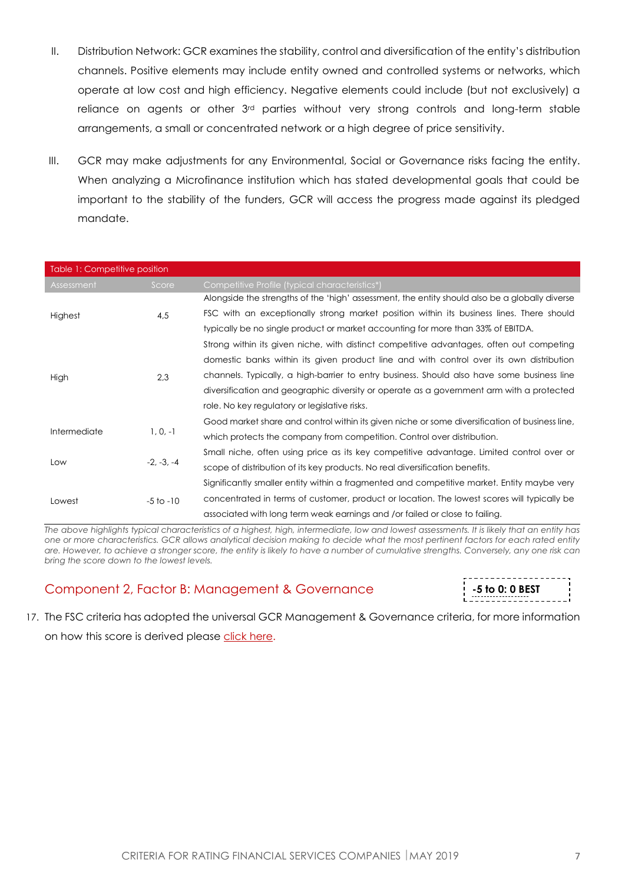II. Distribution Network: GCR examines the stability, control and diversification of the entity's distribution channels. Positive elements may include entity owned and controlled systems or networks, which operate at low cost and high efficiency. Negative elements could include (but not exclusively) a reliance on agents or other 3rd parties without very strong controls and long-term stable arrangements, a small or concentrated network or a high degree of price sensitivity.

III. GCR may make adjustments for any Environmental, Social or Governance risks facing the entity. When analyzing a Microfinance institution which has stated developmental goals that could be important to the stability of the funders, GCR will access the progress made against its pledged mandate.

**Table 1: Competitive position**

| Assessment | Score | Competitive Profile (typical characteristics*) |
|---|---|---|
| Highest | 4,5 | Alongside the strengths of the 'high' assessment, the entity should also be a globally diverse FSC with an exceptionally strong market position within its business lines. There should typically be no single product or market accounting for more than 33% of EBITDA. |
| High | 2,3 | Strong within its given niche, with distinct competitive advantages, often out competing domestic banks within its given product line and with control over its own distribution channels. Typically, a high-barrier to entry business. Should also have some business line diversification and geographic diversity or operate as a government arm with a protected role. No key regulatory or legislative risks. |
| Intermediate | 1, 0, -1 | Good market share and control within its given niche or some diversification of business line, which protects the company from competition. Control over distribution. |
| Low | -2, -3, -4 | Small niche, often using price as its key competitive advantage. Limited control over or scope of distribution of its key products. No real diversification benefits. |
| Lowest | -5 to -10 | Significantly smaller entity within a fragmented and competitive market. Entity maybe very concentrated in terms of customer, product or location. The lowest scores will typically be associated with long term weak earnings and /or failed or close to failing. |

*The above highlights typical characteristics of a highest, high, intermediate, low and lowest assessments. It is likely that an entity has one or more characteristics. GCR allows analytical decision making to decide what the most pertinent factors for each rated entity are. However, to achieve a stronger score, the entity is likely to have a number of cumulative strengths. Conversely, any one risk can bring the score down to the lowest levels.*

## Component 2, Factor B: Management & Governance

**-5 to 0: 0 BEST**

17. The FSC criteria has adopted the universal GCR Management & Governance criteria, for more information on how this score is derived please click here.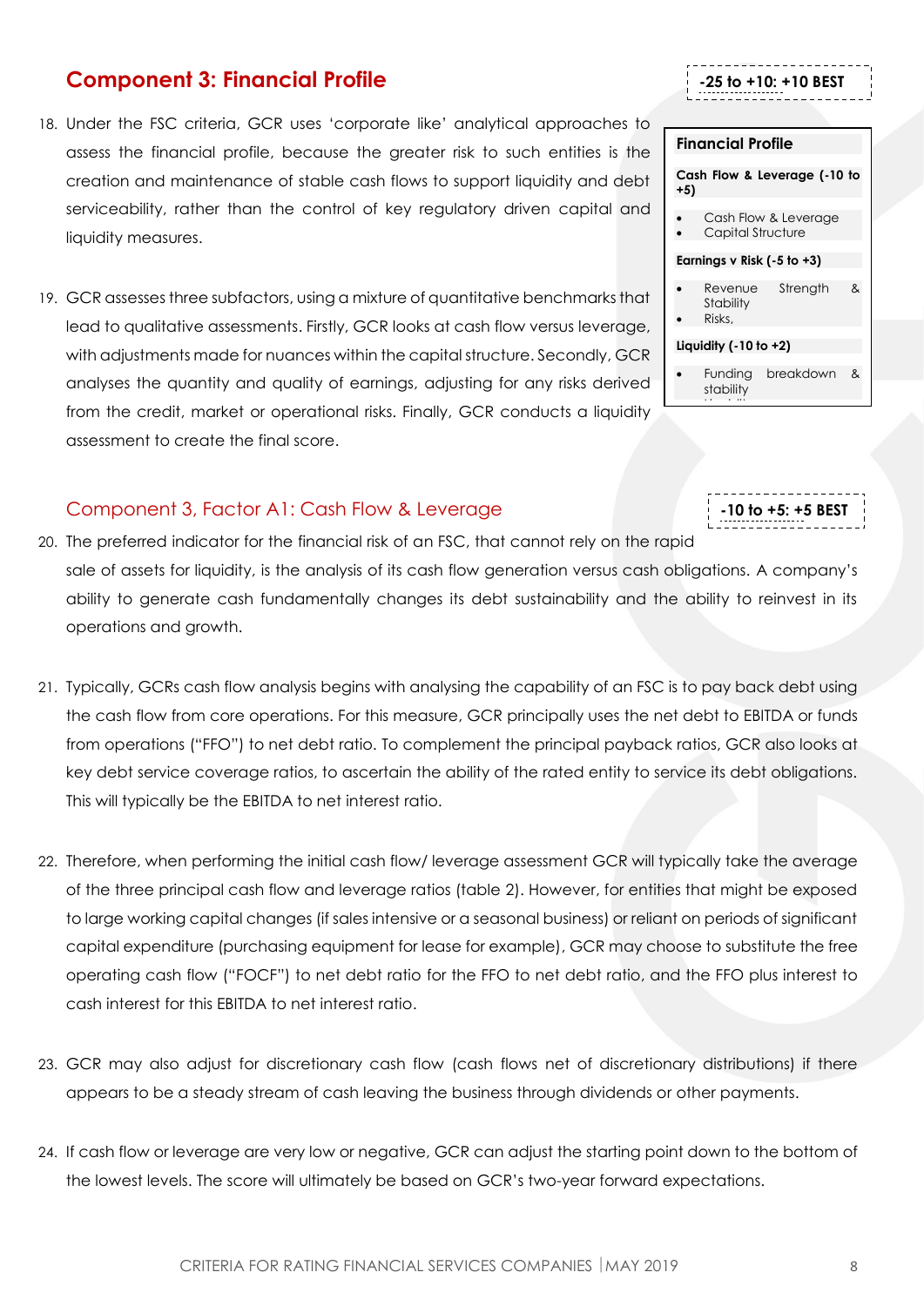## Component 3: Financial Profile

**-25 to +10: +10 BEST**

| Financial Profile |
|---|
| **Cash Flow & Leverage (-10 to +5)** |
| • Cash Flow & Leverage<br>• Capital Structure |
| **Earnings v Risk (-5 to +3)** |
| • Revenue Strength & Stability<br>• Risks, |
| **Liquidity (-10 to +2)** |
| • Funding breakdown & stability |

18. Under the FSC criteria, GCR uses 'corporate like' analytical approaches to assess the financial profile, because the greater risk to such entities is the creation and maintenance of stable cash flows to support liquidity and debt serviceability, rather than the control of key regulatory driven capital and liquidity measures.

19. GCR assesses three subfactors, using a mixture of quantitative benchmarks that lead to qualitative assessments. Firstly, GCR looks at cash flow versus leverage, with adjustments made for nuances within the capital structure. Secondly, GCR analyses the quantity and quality of earnings, adjusting for any risks derived from the credit, market or operational risks. Finally, GCR conducts a liquidity assessment to create the final score.

### Component 3, Factor A1: Cash Flow & Leverage

**-10 to +5: +5 BEST**

20. The preferred indicator for the financial risk of an FSC, that cannot rely on the rapid sale of assets for liquidity, is the analysis of its cash flow generation versus cash obligations. A company's ability to generate cash fundamentally changes its debt sustainability and the ability to reinvest in its operations and growth.

21. Typically, GCRs cash flow analysis begins with analysing the capability of an FSC is to pay back debt using the cash flow from core operations. For this measure, GCR principally uses the net debt to EBITDA or funds from operations ("FFO") to net debt ratio. To complement the principal payback ratios, GCR also looks at key debt service coverage ratios, to ascertain the ability of the rated entity to service its debt obligations. This will typically be the EBITDA to net interest ratio.

22. Therefore, when performing the initial cash flow/ leverage assessment GCR will typically take the average of the three principal cash flow and leverage ratios (table 2). However, for entities that might be exposed to large working capital changes (if sales intensive or a seasonal business) or reliant on periods of significant capital expenditure (purchasing equipment for lease for example), GCR may choose to substitute the free operating cash flow ("FOCF") to net debt ratio for the FFO to net debt ratio, and the FFO plus interest to cash interest for this EBITDA to net interest ratio.

23. GCR may also adjust for discretionary cash flow (cash flows net of discretionary distributions) if there appears to be a steady stream of cash leaving the business through dividends or other payments.

24. If cash flow or leverage are very low or negative, GCR can adjust the starting point down to the bottom of the lowest levels. The score will ultimately be based on GCR's two-year forward expectations.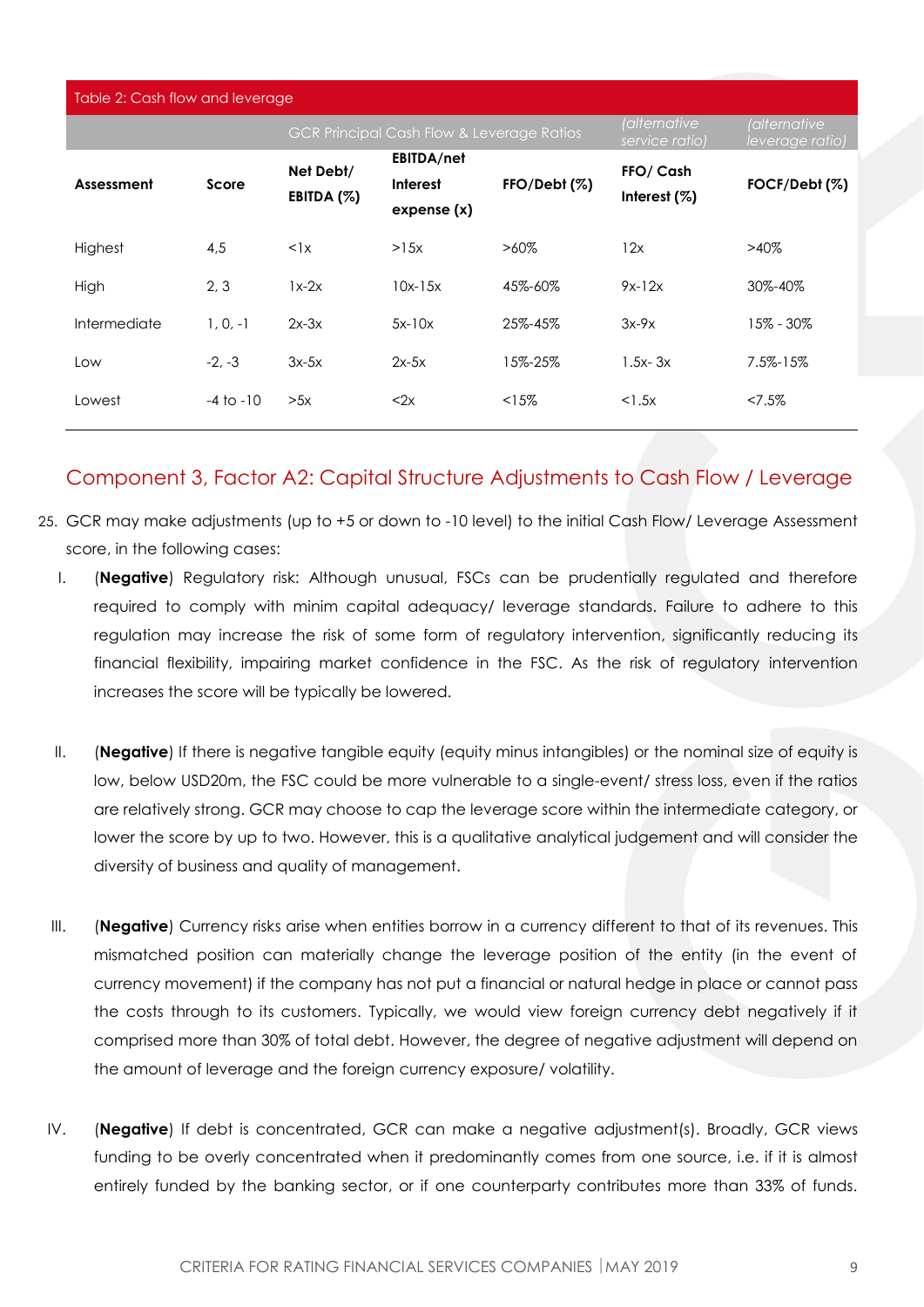Table 2: Cash flow and leverage

| | | GCR Principal Cash Flow & Leverage Ratios | | | *(alternative service ratio)* | *(alternative leverage ratio)* |
|---|---|---|---|---|---|---|
| **Assessment** | **Score** | **Net Debt/ EBITDA (%)** | **EBITDA/net Interest expense (x)** | **FFO/Debt (%)** | **FFO/ Cash Interest (%)** | **FOCF/Debt (%)** |
| Highest | 4,5 | <1x | >15x | >60% | 12x | >40% |
| High | 2, 3 | 1x-2x | 10x-15x | 45%-60% | 9x-12x | 30%-40% |
| Intermediate | 1, 0, -1 | 2x-3x | 5x-10x | 25%-45% | 3x-9x | 15% - 30% |
| Low | -2, -3 | 3x-5x | 2x-5x | 15%-25% | 1.5x- 3x | 7.5%-15% |
| Lowest | -4 to -10 | >5x | <2x | <15% | <1.5x | <7.5% |

## Component 3, Factor A2: Capital Structure Adjustments to Cash Flow / Leverage

25. GCR may make adjustments (up to +5 or down to -10 level) to the initial Cash Flow/ Leverage Assessment score, in the following cases:

I. (**Negative**) Regulatory risk: Although unusual, FSCs can be prudentially regulated and therefore required to comply with minim capital adequacy/ leverage standards. Failure to adhere to this regulation may increase the risk of some form of regulatory intervention, significantly reducing its financial flexibility, impairing market confidence in the FSC. As the risk of regulatory intervention increases the score will be typically be lowered.

II. (**Negative**) If there is negative tangible equity (equity minus intangibles) or the nominal size of equity is low, below USD20m, the FSC could be more vulnerable to a single-event/ stress loss, even if the ratios are relatively strong. GCR may choose to cap the leverage score within the intermediate category, or lower the score by up to two. However, this is a qualitative analytical judgement and will consider the diversity of business and quality of management.

III. (**Negative**) Currency risks arise when entities borrow in a currency different to that of its revenues. This mismatched position can materially change the leverage position of the entity (in the event of currency movement) if the company has not put a financial or natural hedge in place or cannot pass the costs through to its customers. Typically, we would view foreign currency debt negatively if it comprised more than 30% of total debt. However, the degree of negative adjustment will depend on the amount of leverage and the foreign currency exposure/ volatility.

IV. (**Negative**) If debt is concentrated, GCR can make a negative adjustment(s). Broadly, GCR views funding to be overly concentrated when it predominantly comes from one source, i.e. if it is almost entirely funded by the banking sector, or if one counterparty contributes more than 33% of funds.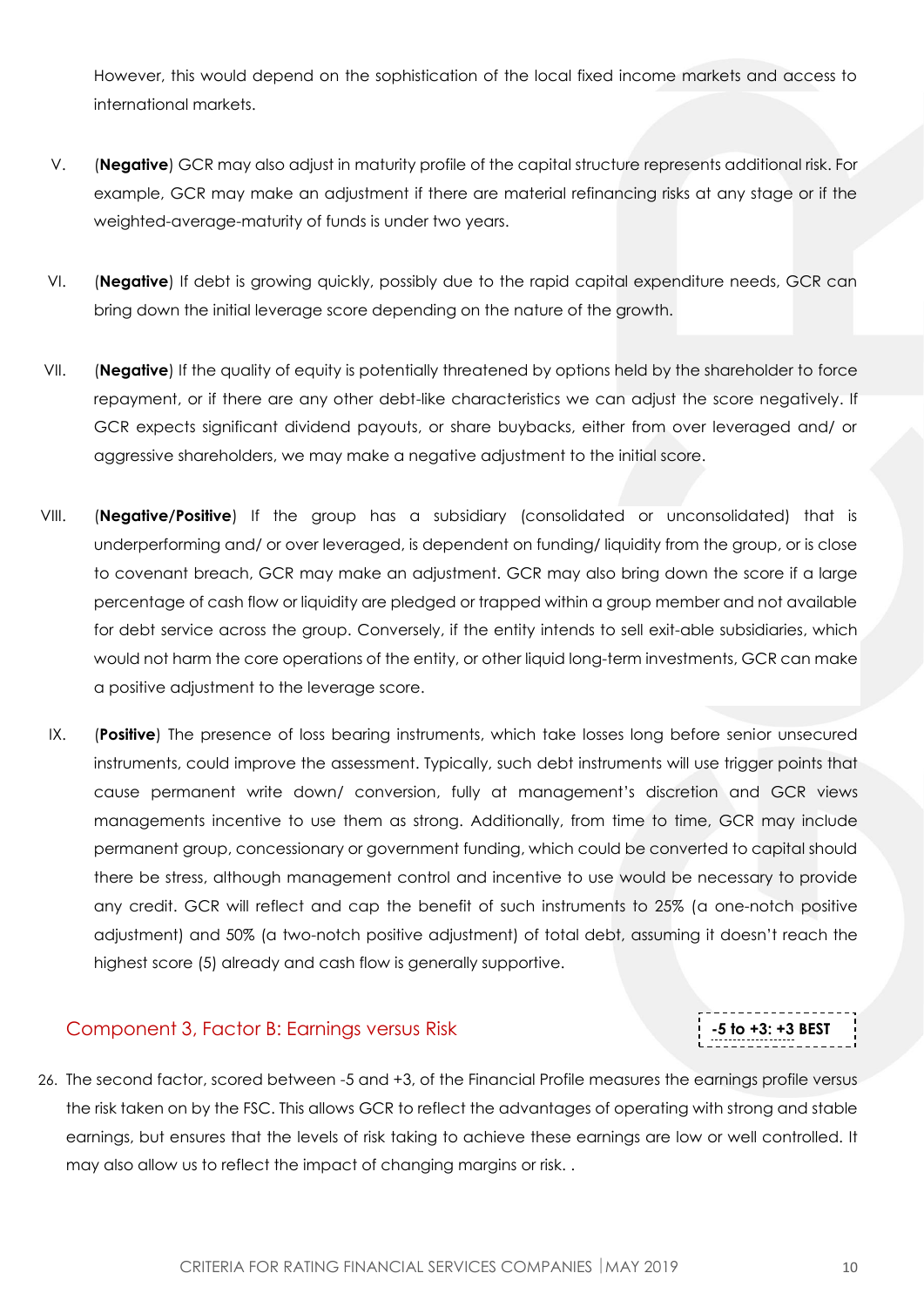However, this would depend on the sophistication of the local fixed income markets and access to international markets.

V. (**Negative**) GCR may also adjust in maturity profile of the capital structure represents additional risk. For example, GCR may make an adjustment if there are material refinancing risks at any stage or if the weighted-average-maturity of funds is under two years.

VI. (**Negative**) If debt is growing quickly, possibly due to the rapid capital expenditure needs, GCR can bring down the initial leverage score depending on the nature of the growth.

VII. (**Negative**) If the quality of equity is potentially threatened by options held by the shareholder to force repayment, or if there are any other debt-like characteristics we can adjust the score negatively. If GCR expects significant dividend payouts, or share buybacks, either from over leveraged and/ or aggressive shareholders, we may make a negative adjustment to the initial score.

VIII. (**Negative/Positive**) If the group has a subsidiary (consolidated or unconsolidated) that is underperforming and/ or over leveraged, is dependent on funding/ liquidity from the group, or is close to covenant breach, GCR may make an adjustment. GCR may also bring down the score if a large percentage of cash flow or liquidity are pledged or trapped within a group member and not available for debt service across the group. Conversely, if the entity intends to sell exit-able subsidiaries, which would not harm the core operations of the entity, or other liquid long-term investments, GCR can make a positive adjustment to the leverage score.

IX. (**Positive**) The presence of loss bearing instruments, which take losses long before senior unsecured instruments, could improve the assessment. Typically, such debt instruments will use trigger points that cause permanent write down/ conversion, fully at management's discretion and GCR views managements incentive to use them as strong. Additionally, from time to time, GCR may include permanent group, concessionary or government funding, which could be converted to capital should there be stress, although management control and incentive to use would be necessary to provide any credit. GCR will reflect and cap the benefit of such instruments to 25% (a one-notch positive adjustment) and 50% (a two-notch positive adjustment) of total debt, assuming it doesn't reach the highest score (5) already and cash flow is generally supportive.

## Component 3, Factor B: Earnings versus Risk

**-5 to +3: +3 BEST**

26. The second factor, scored between -5 and +3, of the Financial Profile measures the earnings profile versus the risk taken on by the FSC. This allows GCR to reflect the advantages of operating with strong and stable earnings, but ensures that the levels of risk taking to achieve these earnings are low or well controlled. It may also allow us to reflect the impact of changing margins or risk. .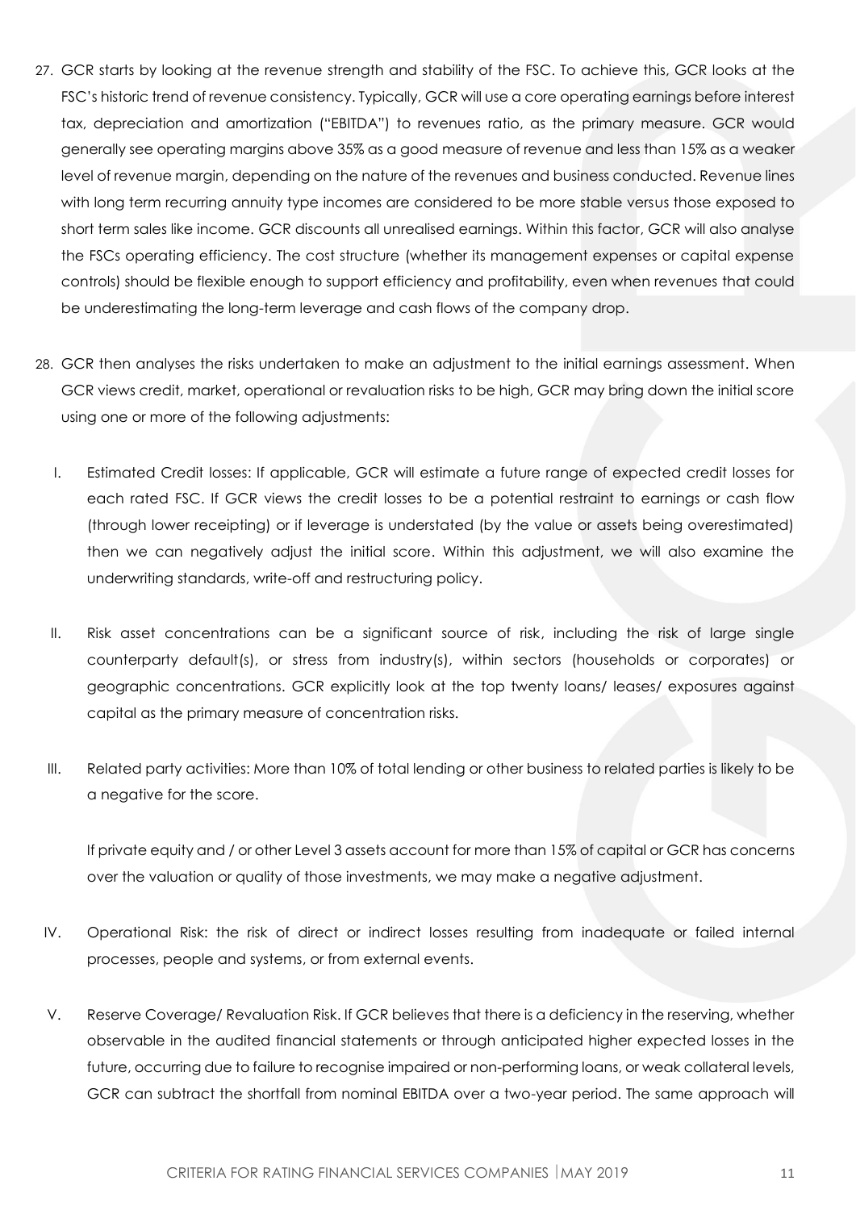27. GCR starts by looking at the revenue strength and stability of the FSC. To achieve this, GCR looks at the FSC's historic trend of revenue consistency. Typically, GCR will use a core operating earnings before interest tax, depreciation and amortization ("EBITDA") to revenues ratio, as the primary measure. GCR would generally see operating margins above 35% as a good measure of revenue and less than 15% as a weaker level of revenue margin, depending on the nature of the revenues and business conducted. Revenue lines with long term recurring annuity type incomes are considered to be more stable versus those exposed to short term sales like income. GCR discounts all unrealised earnings. Within this factor, GCR will also analyse the FSCs operating efficiency. The cost structure (whether its management expenses or capital expense controls) should be flexible enough to support efficiency and profitability, even when revenues that could be underestimating the long-term leverage and cash flows of the company drop.

28. GCR then analyses the risks undertaken to make an adjustment to the initial earnings assessment. When GCR views credit, market, operational or revaluation risks to be high, GCR may bring down the initial score using one or more of the following adjustments:

    I. Estimated Credit losses: If applicable, GCR will estimate a future range of expected credit losses for each rated FSC. If GCR views the credit losses to be a potential restraint to earnings or cash flow (through lower receipting) or if leverage is understated (by the value or assets being overestimated) then we can negatively adjust the initial score. Within this adjustment, we will also examine the underwriting standards, write-off and restructuring policy.

    II. Risk asset concentrations can be a significant source of risk, including the risk of large single counterparty default(s), or stress from industry(s), within sectors (households or corporates) or geographic concentrations. GCR explicitly look at the top twenty loans/ leases/ exposures against capital as the primary measure of concentration risks.

    III. Related party activities: More than 10% of total lending or other business to related parties is likely to be a negative for the score.

    If private equity and / or other Level 3 assets account for more than 15% of capital or GCR has concerns over the valuation or quality of those investments, we may make a negative adjustment.

    IV. Operational Risk: the risk of direct or indirect losses resulting from inadequate or failed internal processes, people and systems, or from external events.

    V. Reserve Coverage/ Revaluation Risk. If GCR believes that there is a deficiency in the reserving, whether observable in the audited financial statements or through anticipated higher expected losses in the future, occurring due to failure to recognise impaired or non-performing loans, or weak collateral levels, GCR can subtract the shortfall from nominal EBITDA over a two-year period. The same approach will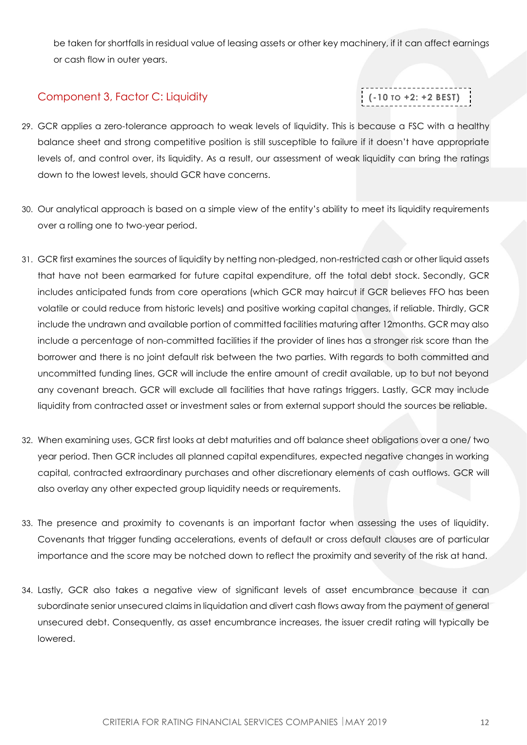be taken for shortfalls in residual value of leasing assets or other key machinery, if it can affect earnings or cash flow in outer years.

## Component 3, Factor C: Liquidity

**(-10 TO +2: +2 BEST)**

29. GCR applies a zero-tolerance approach to weak levels of liquidity. This is because a FSC with a healthy balance sheet and strong competitive position is still susceptible to failure if it doesn't have appropriate levels of, and control over, its liquidity. As a result, our assessment of weak liquidity can bring the ratings down to the lowest levels, should GCR have concerns.

30. Our analytical approach is based on a simple view of the entity's ability to meet its liquidity requirements over a rolling one to two-year period.

31. GCR first examines the sources of liquidity by netting non-pledged, non-restricted cash or other liquid assets that have not been earmarked for future capital expenditure, off the total debt stock. Secondly, GCR includes anticipated funds from core operations (which GCR may haircut if GCR believes FFO has been volatile or could reduce from historic levels) and positive working capital changes, if reliable. Thirdly, GCR include the undrawn and available portion of committed facilities maturing after 12months. GCR may also include a percentage of non-committed facilities if the provider of lines has a stronger risk score than the borrower and there is no joint default risk between the two parties. With regards to both committed and uncommitted funding lines, GCR will include the entire amount of credit available, up to but not beyond any covenant breach. GCR will exclude all facilities that have ratings triggers. Lastly, GCR may include liquidity from contracted asset or investment sales or from external support should the sources be reliable.

32. When examining uses, GCR first looks at debt maturities and off balance sheet obligations over a one/ two year period. Then GCR includes all planned capital expenditures, expected negative changes in working capital, contracted extraordinary purchases and other discretionary elements of cash outflows. GCR will also overlay any other expected group liquidity needs or requirements.

33. The presence and proximity to covenants is an important factor when assessing the uses of liquidity. Covenants that trigger funding accelerations, events of default or cross default clauses are of particular importance and the score may be notched down to reflect the proximity and severity of the risk at hand.

34. Lastly, GCR also takes a negative view of significant levels of asset encumbrance because it can subordinate senior unsecured claims in liquidation and divert cash flows away from the payment of general unsecured debt. Consequently, as asset encumbrance increases, the issuer credit rating will typically be lowered.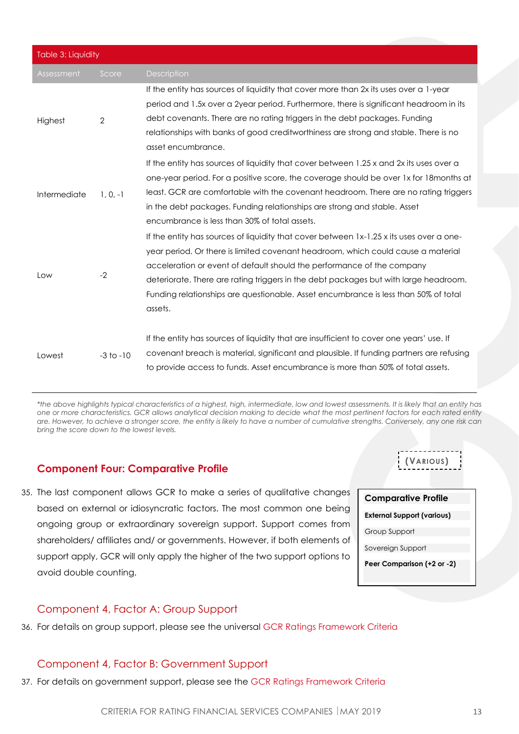| Table 3: Liquidity | | |
|---|---|---|
| Assessment | Score | Description |
| Highest | 2 | If the entity has sources of liquidity that cover more than 2x its uses over a 1-year period and 1.5x over a 2year period. Furthermore, there is significant headroom in its debt covenants. There are no rating triggers in the debt packages. Funding relationships with banks of good creditworthiness are strong and stable. There is no asset encumbrance. |
| Intermediate | 1, 0, -1 | If the entity has sources of liquidity that cover between 1.25 x and 2x its uses over a one-year period. For a positive score, the coverage should be over 1x for 18months at least. GCR are comfortable with the covenant headroom. There are no rating triggers in the debt packages. Funding relationships are strong and stable. Asset encumbrance is less than 30% of total assets. |
| Low | -2 | If the entity has sources of liquidity that cover between 1x-1.25 x its uses over a one-year period. Or there is limited covenant headroom, which could cause a material acceleration or event of default should the performance of the company deteriorate. There are rating triggers in the debt packages but with large headroom. Funding relationships are questionable. Asset encumbrance is less than 50% of total assets. |
| Lowest | -3 to -10 | If the entity has sources of liquidity that are insufficient to cover one years' use. If covenant breach is material, significant and plausible. If funding partners are refusing to provide access to funds. Asset encumbrance is more than 50% of total assets. |

*\*the above highlights typical characteristics of a highest, high, intermediate, low and lowest assessments. It is likely that an entity has one or more characteristics. GCR allows analytical decision making to decide what the most pertinent factors for each rated entity are. However, to achieve a stronger score, the entity is likely to have a number of cumulative strengths. Conversely, any one risk can bring the score down to the lowest levels.*

## Component Four: Comparative Profile

(VARIOUS)

| Comparative Profile |
|---|
| **External Support (various)** |
| Group Support |
| Sovereign Support |
| **Peer Comparison (+2 or -2)** |

35. The last component allows GCR to make a series of qualitative changes based on external or idiosyncratic factors. The most common one being ongoing group or extraordinary sovereign support. Support comes from shareholders/ affiliates and/ or governments. However, if both elements of support apply, GCR will only apply the higher of the two support options to avoid double counting.

### Component 4, Factor A: Group Support

36. For details on group support, please see the universal GCR Ratings Framework Criteria

### Component 4, Factor B: Government Support

37. For details on government support, please see the GCR Ratings Framework Criteria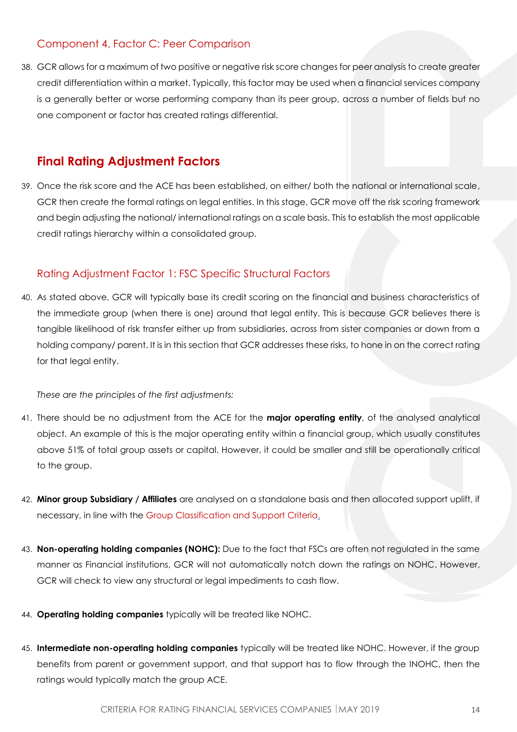### Component 4, Factor C: Peer Comparison

38. GCR allows for a maximum of two positive or negative risk score changes for peer analysis to create greater credit differentiation within a market. Typically, this factor may be used when a financial services company is a generally better or worse performing company than its peer group, across a number of fields but no one component or factor has created ratings differential.

## Final Rating Adjustment Factors

39. Once the risk score and the ACE has been established, on either/ both the national or international scale, GCR then create the formal ratings on legal entities. In this stage, GCR move off the risk scoring framework and begin adjusting the national/ international ratings on a scale basis. This to establish the most applicable credit ratings hierarchy within a consolidated group.

### Rating Adjustment Factor 1: FSC Specific Structural Factors

40. As stated above, GCR will typically base its credit scoring on the financial and business characteristics of the immediate group (when there is one) around that legal entity. This is because GCR believes there is tangible likelihood of risk transfer either up from subsidiaries, across from sister companies or down from a holding company/ parent. It is in this section that GCR addresses these risks, to hone in on the correct rating for that legal entity.

*These are the principles of the first adjustments:*

41. There should be no adjustment from the ACE for the **major operating entity**, of the analysed analytical object. An example of this is the major operating entity within a financial group, which usually constitutes above 51% of total group assets or capital. However, it could be smaller and still be operationally critical to the group.

42. **Minor group Subsidiary / Affiliates** are analysed on a standalone basis and then allocated support uplift, if necessary, in line with the Group Classification and Support Criteria.

43. **Non-operating holding companies (NOHC):** Due to the fact that FSCs are often not regulated in the same manner as Financial institutions, GCR will not automatically notch down the ratings on NOHC. However, GCR will check to view any structural or legal impediments to cash flow.

44. **Operating holding companies** typically will be treated like NOHC.

45. **Intermediate non-operating holding companies** typically will be treated like NOHC. However, if the group benefits from parent or government support, and that support has to flow through the INOHC, then the ratings would typically match the group ACE.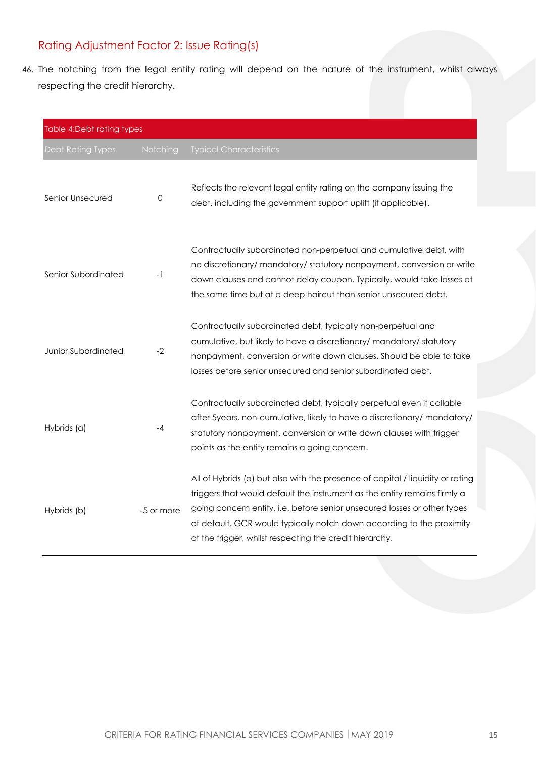## Rating Adjustment Factor 2: Issue Rating(s)

46. The notching from the legal entity rating will depend on the nature of the instrument, whilst always respecting the credit hierarchy.

Table 4:Debt rating types

| Debt Rating Types | Notching | Typical Characteristics |
|---|---|---|
| Senior Unsecured | 0 | Reflects the relevant legal entity rating on the company issuing the debt, including the government support uplift (if applicable). |
| Senior Subordinated | -1 | Contractually subordinated non-perpetual and cumulative debt, with no discretionary/ mandatory/ statutory nonpayment, conversion or write down clauses and cannot delay coupon. Typically, would take losses at the same time but at a deep haircut than senior unsecured debt. |
| Junior Subordinated | -2 | Contractually subordinated debt, typically non-perpetual and cumulative, but likely to have a discretionary/ mandatory/ statutory nonpayment, conversion or write down clauses. Should be able to take losses before senior unsecured and senior subordinated debt. |
| Hybrids (a) | -4 | Contractually subordinated debt, typically perpetual even if callable after 5years, non-cumulative, likely to have a discretionary/ mandatory/ statutory nonpayment, conversion or write down clauses with trigger points as the entity remains a going concern. |
| Hybrids (b) | -5 or more | All of Hybrids (a) but also with the presence of capital / liquidity or rating triggers that would default the instrument as the entity remains firmly a going concern entity, i.e. before senior unsecured losses or other types of default. GCR would typically notch down according to the proximity of the trigger, whilst respecting the credit hierarchy. |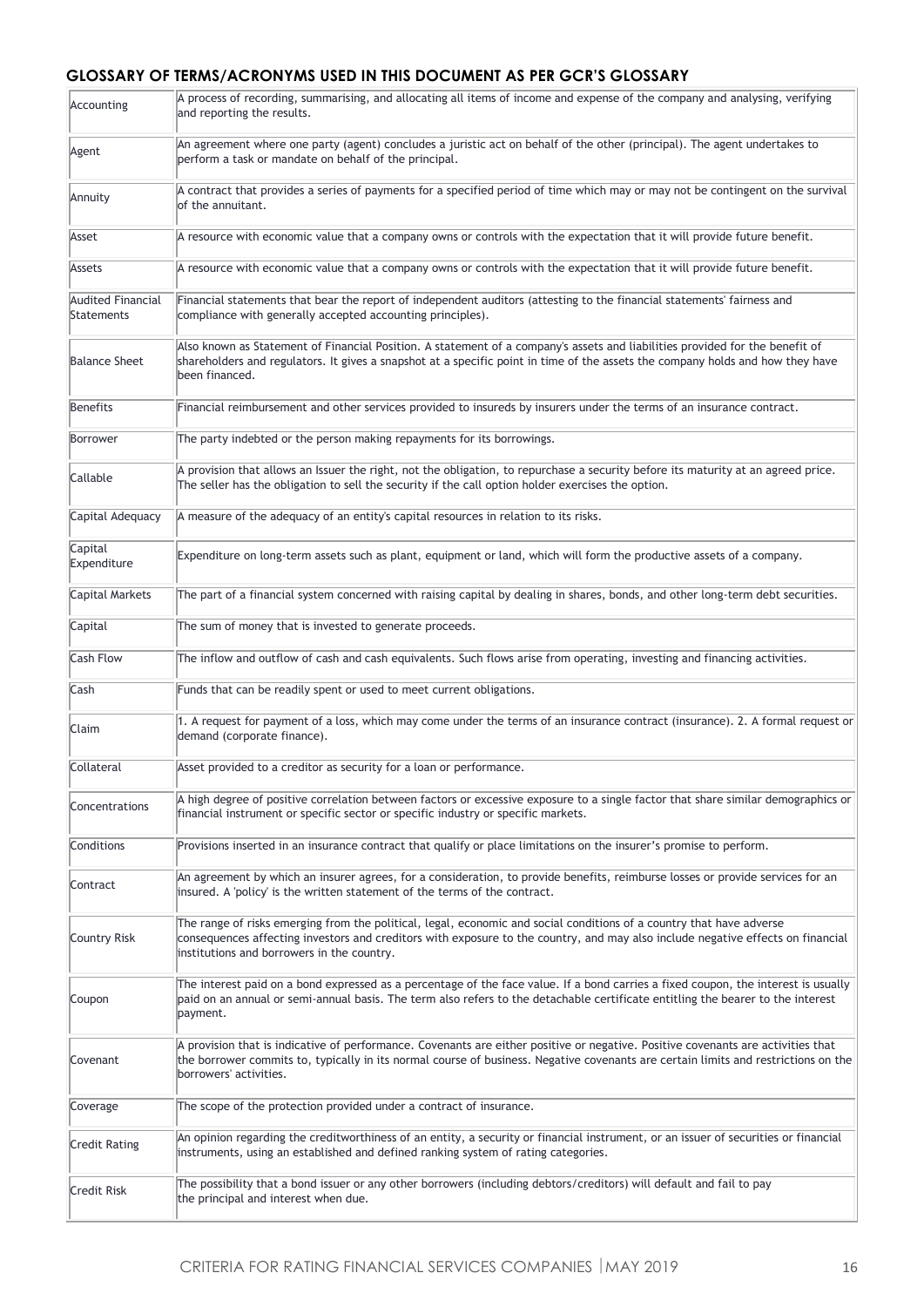## GLOSSARY OF TERMS/ACRONYMS USED IN THIS DOCUMENT AS PER GCR'S GLOSSARY

| | |
|---|---|
| Accounting | A process of recording, summarising, and allocating all items of income and expense of the company and analysing, verifying and reporting the results. |
| Agent | An agreement where one party (agent) concludes a juristic act on behalf of the other (principal). The agent undertakes to perform a task or mandate on behalf of the principal. |
| Annuity | A contract that provides a series of payments for a specified period of time which may or may not be contingent on the survival of the annuitant. |
| Asset | A resource with economic value that a company owns or controls with the expectation that it will provide future benefit. |
| Assets | A resource with economic value that a company owns or controls with the expectation that it will provide future benefit. |
| Audited Financial Statements | Financial statements that bear the report of independent auditors (attesting to the financial statements' fairness and compliance with generally accepted accounting principles). |
| Balance Sheet | Also known as Statement of Financial Position. A statement of a company's assets and liabilities provided for the benefit of shareholders and regulators. It gives a snapshot at a specific point in time of the assets the company holds and how they have been financed. |
| Benefits | Financial reimbursement and other services provided to insureds by insurers under the terms of an insurance contract. |
| Borrower | The party indebted or the person making repayments for its borrowings. |
| Callable | A provision that allows an Issuer the right, not the obligation, to repurchase a security before its maturity at an agreed price. The seller has the obligation to sell the security if the call option holder exercises the option. |
| Capital Adequacy | A measure of the adequacy of an entity's capital resources in relation to its risks. |
| Capital Expenditure | Expenditure on long-term assets such as plant, equipment or land, which will form the productive assets of a company. |
| Capital Markets | The part of a financial system concerned with raising capital by dealing in shares, bonds, and other long-term debt securities. |
| Capital | The sum of money that is invested to generate proceeds. |
| Cash Flow | The inflow and outflow of cash and cash equivalents. Such flows arise from operating, investing and financing activities. |
| Cash | Funds that can be readily spent or used to meet current obligations. |
| Claim | 1. A request for payment of a loss, which may come under the terms of an insurance contract (insurance). 2. A formal request or demand (corporate finance). |
| Collateral | Asset provided to a creditor as security for a loan or performance. |
| Concentrations | A high degree of positive correlation between factors or excessive exposure to a single factor that share similar demographics or financial instrument or specific sector or specific industry or specific markets. |
| Conditions | Provisions inserted in an insurance contract that qualify or place limitations on the insurer's promise to perform. |
| Contract | An agreement by which an insurer agrees, for a consideration, to provide benefits, reimburse losses or provide services for an insured. A 'policy' is the written statement of the terms of the contract. |
| Country Risk | The range of risks emerging from the political, legal, economic and social conditions of a country that have adverse consequences affecting investors and creditors with exposure to the country, and may also include negative effects on financial institutions and borrowers in the country. |
| Coupon | The interest paid on a bond expressed as a percentage of the face value. If a bond carries a fixed coupon, the interest is usually paid on an annual or semi-annual basis. The term also refers to the detachable certificate entitling the bearer to the interest payment. |
| Covenant | A provision that is indicative of performance. Covenants are either positive or negative. Positive covenants are activities that the borrower commits to, typically in its normal course of business. Negative covenants are certain limits and restrictions on the borrowers' activities. |
| Coverage | The scope of the protection provided under a contract of insurance. |
| Credit Rating | An opinion regarding the creditworthiness of an entity, a security or financial instrument, or an issuer of securities or financial instruments, using an established and defined ranking system of rating categories. |
| Credit Risk | The possibility that a bond issuer or any other borrowers (including debtors/creditors) will default and fail to pay the principal and interest when due. |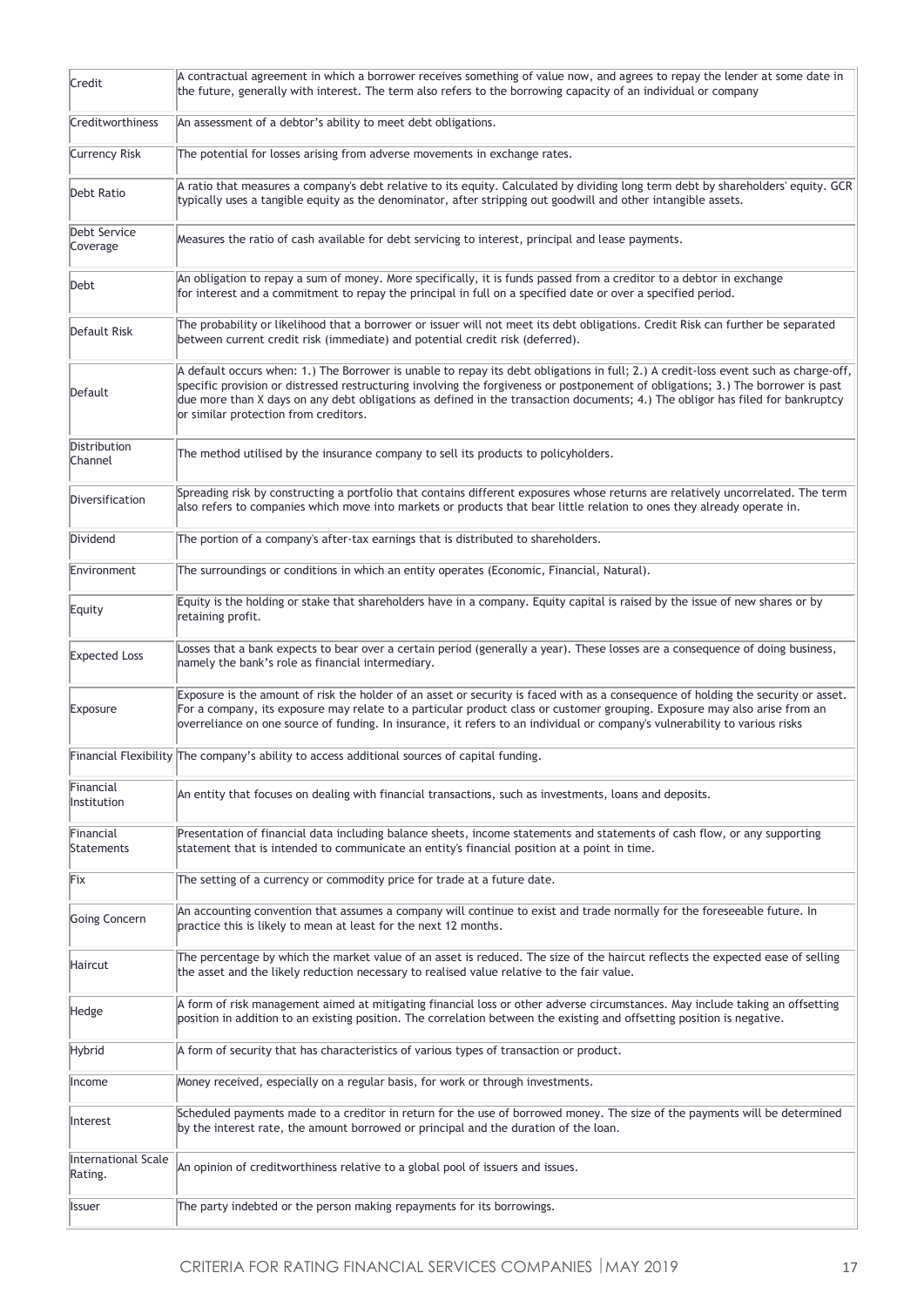| | |
|---|---|
| Credit | A contractual agreement in which a borrower receives something of value now, and agrees to repay the lender at some date in the future, generally with interest. The term also refers to the borrowing capacity of an individual or company |
| Creditworthiness | An assessment of a debtor's ability to meet debt obligations. |
| Currency Risk | The potential for losses arising from adverse movements in exchange rates. |
| Debt Ratio | A ratio that measures a company's debt relative to its equity. Calculated by dividing long term debt by shareholders' equity. GCR typically uses a tangible equity as the denominator, after stripping out goodwill and other intangible assets. |
| Debt Service Coverage | Measures the ratio of cash available for debt servicing to interest, principal and lease payments. |
| Debt | An obligation to repay a sum of money. More specifically, it is funds passed from a creditor to a debtor in exchange for interest and a commitment to repay the principal in full on a specified date or over a specified period. |
| Default Risk | The probability or likelihood that a borrower or issuer will not meet its debt obligations. Credit Risk can further be separated between current credit risk (immediate) and potential credit risk (deferred). |
| Default | A default occurs when: 1.) The Borrower is unable to repay its debt obligations in full; 2.) A credit-loss event such as charge-off, specific provision or distressed restructuring involving the forgiveness or postponement of obligations; 3.) The borrower is past due more than X days on any debt obligations as defined in the transaction documents; 4.) The obligor has filed for bankruptcy or similar protection from creditors. |
| Distribution Channel | The method utilised by the insurance company to sell its products to policyholders. |
| Diversification | Spreading risk by constructing a portfolio that contains different exposures whose returns are relatively uncorrelated. The term also refers to companies which move into markets or products that bear little relation to ones they already operate in. |
| Dividend | The portion of a company's after-tax earnings that is distributed to shareholders. |
| Environment | The surroundings or conditions in which an entity operates (Economic, Financial, Natural). |
| Equity | Equity is the holding or stake that shareholders have in a company. Equity capital is raised by the issue of new shares or by retaining profit. |
| Expected Loss | Losses that a bank expects to bear over a certain period (generally a year). These losses are a consequence of doing business, namely the bank's role as financial intermediary. |
| Exposure | Exposure is the amount of risk the holder of an asset or security is faced with as a consequence of holding the security or asset. For a company, its exposure may relate to a particular product class or customer grouping. Exposure may also arise from an overreliance on one source of funding. In insurance, it refers to an individual or company's vulnerability to various risks |
| Financial Flexibility | The company's ability to access additional sources of capital funding. |
| Financial Institution | An entity that focuses on dealing with financial transactions, such as investments, loans and deposits. |
| Financial Statements | Presentation of financial data including balance sheets, income statements and statements of cash flow, or any supporting statement that is intended to communicate an entity's financial position at a point in time. |
| Fix | The setting of a currency or commodity price for trade at a future date. |
| Going Concern | An accounting convention that assumes a company will continue to exist and trade normally for the foreseeable future. In practice this is likely to mean at least for the next 12 months. |
| Haircut | The percentage by which the market value of an asset is reduced. The size of the haircut reflects the expected ease of selling the asset and the likely reduction necessary to realised value relative to the fair value. |
| Hedge | A form of risk management aimed at mitigating financial loss or other adverse circumstances. May include taking an offsetting position in addition to an existing position. The correlation between the existing and offsetting position is negative. |
| Hybrid | A form of security that has characteristics of various types of transaction or product. |
| Income | Money received, especially on a regular basis, for work or through investments. |
| Interest | Scheduled payments made to a creditor in return for the use of borrowed money. The size of the payments will be determined by the interest rate, the amount borrowed or principal and the duration of the loan. |
| International Scale Rating. | An opinion of creditworthiness relative to a global pool of issuers and issues. |
| Issuer | The party indebted or the person making repayments for its borrowings. |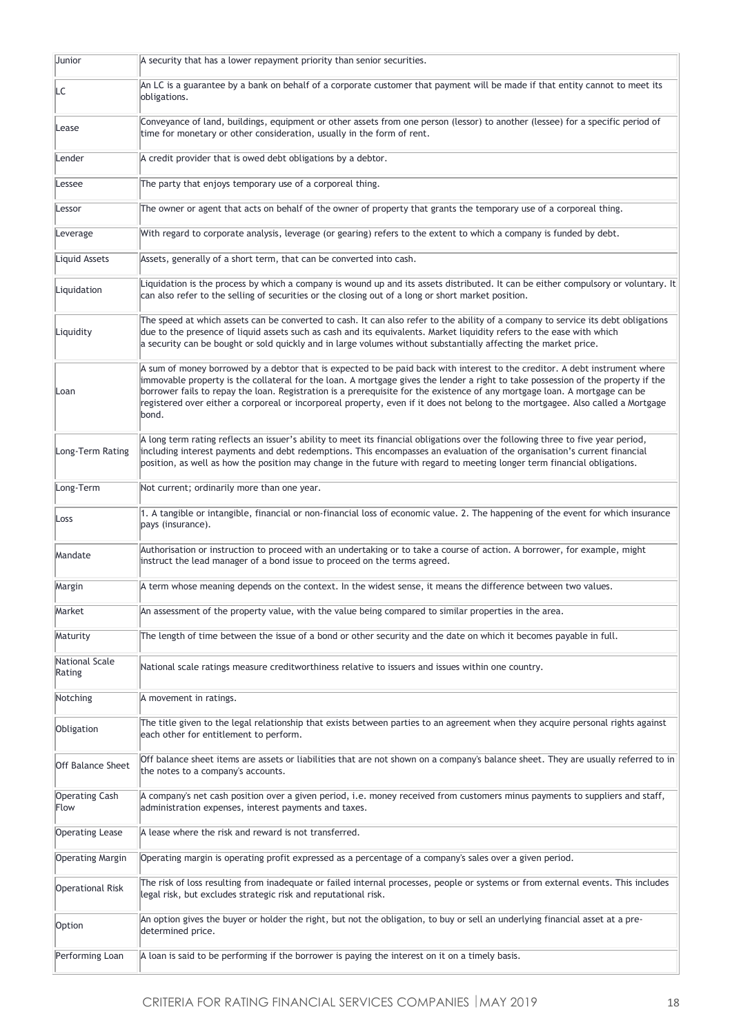| | |
|---|---|
| Junior | A security that has a lower repayment priority than senior securities. |
| LC | An LC is a guarantee by a bank on behalf of a corporate customer that payment will be made if that entity cannot to meet its obligations. |
| Lease | Conveyance of land, buildings, equipment or other assets from one person (lessor) to another (lessee) for a specific period of time for monetary or other consideration, usually in the form of rent. |
| Lender | A credit provider that is owed debt obligations by a debtor. |
| Lessee | The party that enjoys temporary use of a corporeal thing. |
| Lessor | The owner or agent that acts on behalf of the owner of property that grants the temporary use of a corporeal thing. |
| Leverage | With regard to corporate analysis, leverage (or gearing) refers to the extent to which a company is funded by debt. |
| Liquid Assets | Assets, generally of a short term, that can be converted into cash. |
| Liquidation | Liquidation is the process by which a company is wound up and its assets distributed. It can be either compulsory or voluntary. It can also refer to the selling of securities or the closing out of a long or short market position. |
| Liquidity | The speed at which assets can be converted to cash. It can also refer to the ability of a company to service its debt obligations due to the presence of liquid assets such as cash and its equivalents. Market liquidity refers to the ease with which a security can be bought or sold quickly and in large volumes without substantially affecting the market price. |
| Loan | A sum of money borrowed by a debtor that is expected to be paid back with interest to the creditor. A debt instrument where immovable property is the collateral for the loan. A mortgage gives the lender a right to take possession of the property if the borrower fails to repay the loan. Registration is a prerequisite for the existence of any mortgage loan. A mortgage can be registered over either a corporeal or incorporeal property, even if it does not belong to the mortgagee. Also called a Mortgage bond. |
| Long-Term Rating | A long term rating reflects an issuer's ability to meet its financial obligations over the following three to five year period, including interest payments and debt redemptions. This encompasses an evaluation of the organisation's current financial position, as well as how the position may change in the future with regard to meeting longer term financial obligations. |
| Long-Term | Not current; ordinarily more than one year. |
| Loss | 1. A tangible or intangible, financial or non-financial loss of economic value. 2. The happening of the event for which insurance pays (insurance). |
| Mandate | Authorisation or instruction to proceed with an undertaking or to take a course of action. A borrower, for example, might instruct the lead manager of a bond issue to proceed on the terms agreed. |
| Margin | A term whose meaning depends on the context. In the widest sense, it means the difference between two values. |
| Market | An assessment of the property value, with the value being compared to similar properties in the area. |
| Maturity | The length of time between the issue of a bond or other security and the date on which it becomes payable in full. |
| National Scale Rating | National scale ratings measure creditworthiness relative to issuers and issues within one country. |
| Notching | A movement in ratings. |
| Obligation | The title given to the legal relationship that exists between parties to an agreement when they acquire personal rights against each other for entitlement to perform. |
| Off Balance Sheet | Off balance sheet items are assets or liabilities that are not shown on a company's balance sheet. They are usually referred to in the notes to a company's accounts. |
| Operating Cash Flow | A company's net cash position over a given period, i.e. money received from customers minus payments to suppliers and staff, administration expenses, interest payments and taxes. |
| Operating Lease | A lease where the risk and reward is not transferred. |
| Operating Margin | Operating margin is operating profit expressed as a percentage of a company's sales over a given period. |
| Operational Risk | The risk of loss resulting from inadequate or failed internal processes, people or systems or from external events. This includes legal risk, but excludes strategic risk and reputational risk. |
| Option | An option gives the buyer or holder the right, but not the obligation, to buy or sell an underlying financial asset at a pre-determined price. |
| Performing Loan | A loan is said to be performing if the borrower is paying the interest on it on a timely basis. |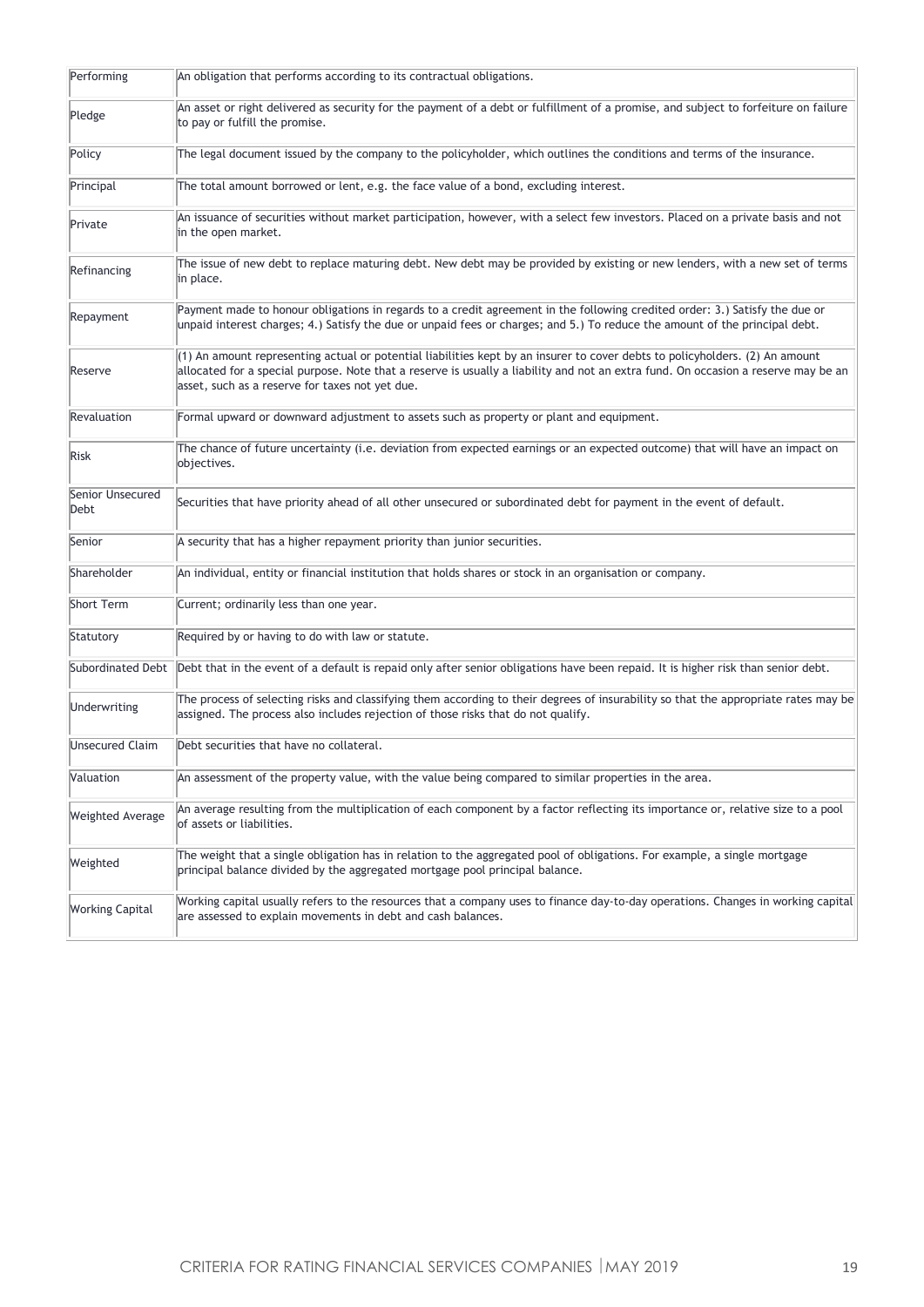| | |
|---|---|
| Performing | An obligation that performs according to its contractual obligations. |
| Pledge | An asset or right delivered as security for the payment of a debt or fulfillment of a promise, and subject to forfeiture on failure to pay or fulfill the promise. |
| Policy | The legal document issued by the company to the policyholder, which outlines the conditions and terms of the insurance. |
| Principal | The total amount borrowed or lent, e.g. the face value of a bond, excluding interest. |
| Private | An issuance of securities without market participation, however, with a select few investors. Placed on a private basis and not in the open market. |
| Refinancing | The issue of new debt to replace maturing debt. New debt may be provided by existing or new lenders, with a new set of terms in place. |
| Repayment | Payment made to honour obligations in regards to a credit agreement in the following credited order: 3.) Satisfy the due or unpaid interest charges; 4.) Satisfy the due or unpaid fees or charges; and 5.) To reduce the amount of the principal debt. |
| Reserve | (1) An amount representing actual or potential liabilities kept by an insurer to cover debts to policyholders. (2) An amount allocated for a special purpose. Note that a reserve is usually a liability and not an extra fund. On occasion a reserve may be an asset, such as a reserve for taxes not yet due. |
| Revaluation | Formal upward or downward adjustment to assets such as property or plant and equipment. |
| Risk | The chance of future uncertainty (i.e. deviation from expected earnings or an expected outcome) that will have an impact on objectives. |
| Senior Unsecured Debt | Securities that have priority ahead of all other unsecured or subordinated debt for payment in the event of default. |
| Senior | A security that has a higher repayment priority than junior securities. |
| Shareholder | An individual, entity or financial institution that holds shares or stock in an organisation or company. |
| Short Term | Current; ordinarily less than one year. |
| Statutory | Required by or having to do with law or statute. |
| Subordinated Debt | Debt that in the event of a default is repaid only after senior obligations have been repaid. It is higher risk than senior debt. |
| Underwriting | The process of selecting risks and classifying them according to their degrees of insurability so that the appropriate rates may be assigned. The process also includes rejection of those risks that do not qualify. |
| Unsecured Claim | Debt securities that have no collateral. |
| Valuation | An assessment of the property value, with the value being compared to similar properties in the area. |
| Weighted Average | An average resulting from the multiplication of each component by a factor reflecting its importance or, relative size to a pool of assets or liabilities. |
| Weighted | The weight that a single obligation has in relation to the aggregated pool of obligations. For example, a single mortgage principal balance divided by the aggregated mortgage pool principal balance. |
| Working Capital | Working capital usually refers to the resources that a company uses to finance day-to-day operations. Changes in working capital are assessed to explain movements in debt and cash balances. |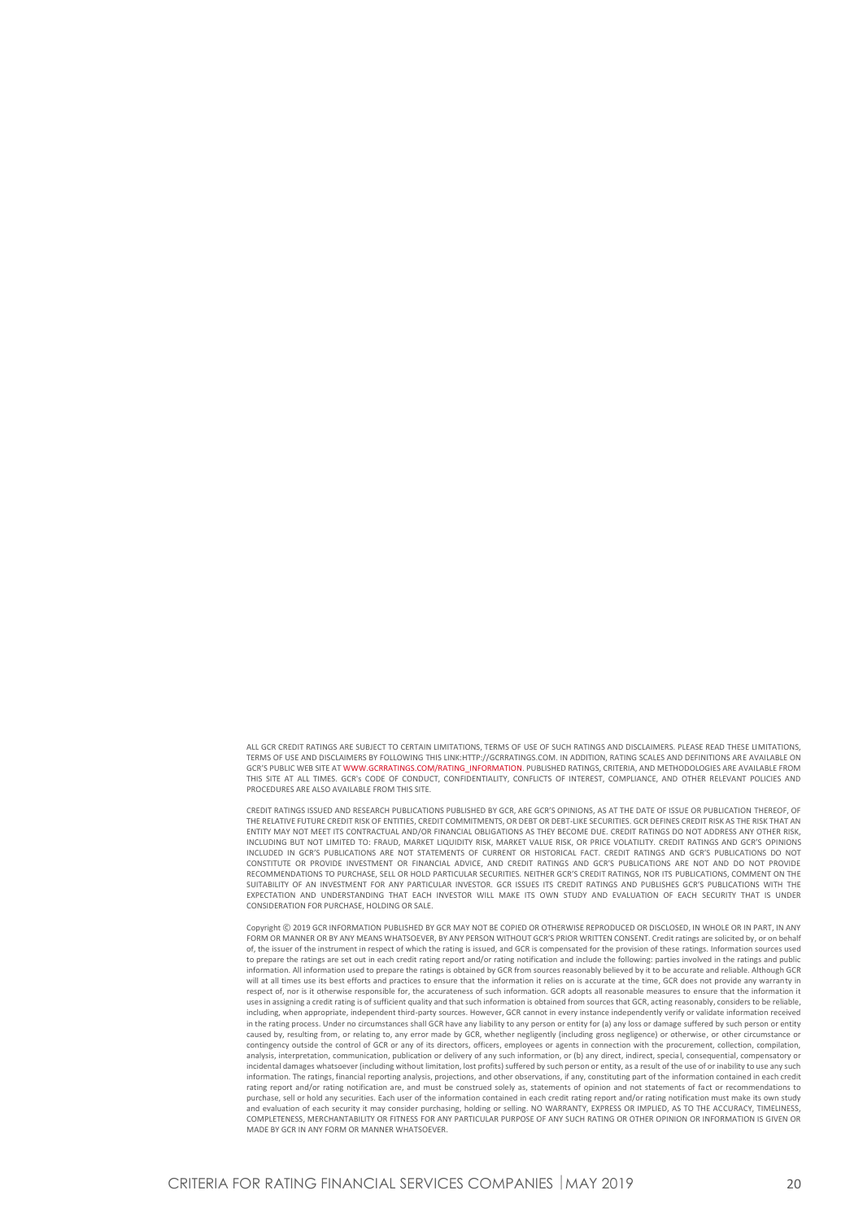ALL GCR CREDIT RATINGS ARE SUBJECT TO CERTAIN LIMITATIONS, TERMS OF USE OF SUCH RATINGS AND DISCLAIMERS. PLEASE READ THESE LIMITATIONS, TERMS OF USE AND DISCLAIMERS BY FOLLOWING THIS LINK:HTTP://GCRRATINGS.COM. IN ADDITION, RATING SCALES AND DEFINITIONS ARE AVAILABLE ON GCR'S PUBLIC WEB SITE AT WWW.GCRRATINGS.COM/RATING_INFORMATION. PUBLISHED RATINGS, CRITERIA, AND METHODOLOGIES ARE AVAILABLE FROM THIS SITE AT ALL TIMES. GCR's CODE OF CONDUCT, CONFIDENTIALITY, CONFLICTS OF INTEREST, COMPLIANCE, AND OTHER RELEVANT POLICIES AND PROCEDURES ARE ALSO AVAILABLE FROM THIS SITE.

CREDIT RATINGS ISSUED AND RESEARCH PUBLICATIONS PUBLISHED BY GCR, ARE GCR'S OPINIONS, AS AT THE DATE OF ISSUE OR PUBLICATION THEREOF, OF THE RELATIVE FUTURE CREDIT RISK OF ENTITIES, CREDIT COMMITMENTS, OR DEBT OR DEBT-LIKE SECURITIES. GCR DEFINES CREDIT RISK AS THE RISK THAT AN ENTITY MAY NOT MEET ITS CONTRACTUAL AND/OR FINANCIAL OBLIGATIONS AS THEY BECOME DUE. CREDIT RATINGS DO NOT ADDRESS ANY OTHER RISK, INCLUDING BUT NOT LIMITED TO: FRAUD, MARKET LIQUIDITY RISK, MARKET VALUE RISK, OR PRICE VOLATILITY. CREDIT RATINGS AND GCR'S OPINIONS INCLUDED IN GCR'S PUBLICATIONS ARE NOT STATEMENTS OF CURRENT OR HISTORICAL FACT. CREDIT RATINGS AND GCR'S PUBLICATIONS DO NOT CONSTITUTE OR PROVIDE INVESTMENT OR FINANCIAL ADVICE, AND CREDIT RATINGS AND GCR'S PUBLICATIONS ARE NOT AND DO NOT PROVIDE RECOMMENDATIONS TO PURCHASE, SELL OR HOLD PARTICULAR SECURITIES. NEITHER GCR'S CREDIT RATINGS, NOR ITS PUBLICATIONS, COMMENT ON THE SUITABILITY OF AN INVESTMENT FOR ANY PARTICULAR INVESTOR. GCR ISSUES ITS CREDIT RATINGS AND PUBLISHES GCR'S PUBLICATIONS WITH THE EXPECTATION AND UNDERSTANDING THAT EACH INVESTOR WILL MAKE ITS OWN STUDY AND EVALUATION OF EACH SECURITY THAT IS UNDER CONSIDERATION FOR PURCHASE, HOLDING OR SALE.

Copyright © 2019 GCR INFORMATION PUBLISHED BY GCR MAY NOT BE COPIED OR OTHERWISE REPRODUCED OR DISCLOSED, IN WHOLE OR IN PART, IN ANY FORM OR MANNER OR BY ANY MEANS WHATSOEVER, BY ANY PERSON WITHOUT GCR'S PRIOR WRITTEN CONSENT. Credit ratings are solicited by, or on behalf of, the issuer of the instrument in respect of which the rating is issued, and GCR is compensated for the provision of these ratings. Information sources used to prepare the ratings are set out in each credit rating report and/or rating notification and include the following: parties involved in the ratings and public information. All information used to prepare the ratings is obtained by GCR from sources reasonably believed by it to be accurate and reliable. Although GCR will at all times use its best efforts and practices to ensure that the information it relies on is accurate at the time, GCR does not provide any warranty in respect of, nor is it otherwise responsible for, the accurateness of such information. GCR adopts all reasonable measures to ensure that the information it uses in assigning a credit rating is of sufficient quality and that such information is obtained from sources that GCR, acting reasonably, considers to be reliable, including, when appropriate, independent third-party sources. However, GCR cannot in every instance independently verify or validate information received in the rating process. Under no circumstances shall GCR have any liability to any person or entity for (a) any loss or damage suffered by such person or entity caused by, resulting from, or relating to, any error made by GCR, whether negligently (including gross negligence) or otherwise, or other circumstance or contingency outside the control of GCR or any of its directors, officers, employees or agents in connection with the procurement, collection, compilation, analysis, interpretation, communication, publication or delivery of any such information, or (b) any direct, indirect, special, consequential, compensatory or incidental damages whatsoever (including without limitation, lost profits) suffered by such person or entity, as a result of the use of or inability to use any such information. The ratings, financial reporting analysis, projections, and other observations, if any, constituting part of the information contained in each credit rating report and/or rating notification are, and must be construed solely as, statements of opinion and not statements of fact or recommendations to purchase, sell or hold any securities. Each user of the information contained in each credit rating report and/or rating notification must make its own study and evaluation of each security it may consider purchasing, holding or selling. NO WARRANTY, EXPRESS OR IMPLIED, AS TO THE ACCURACY, TIMELINESS, COMPLETENESS, MERCHANTABILITY OR FITNESS FOR ANY PARTICULAR PURPOSE OF ANY SUCH RATING OR OTHER OPINION OR INFORMATION IS GIVEN OR MADE BY GCR IN ANY FORM OR MANNER WHATSOEVER.